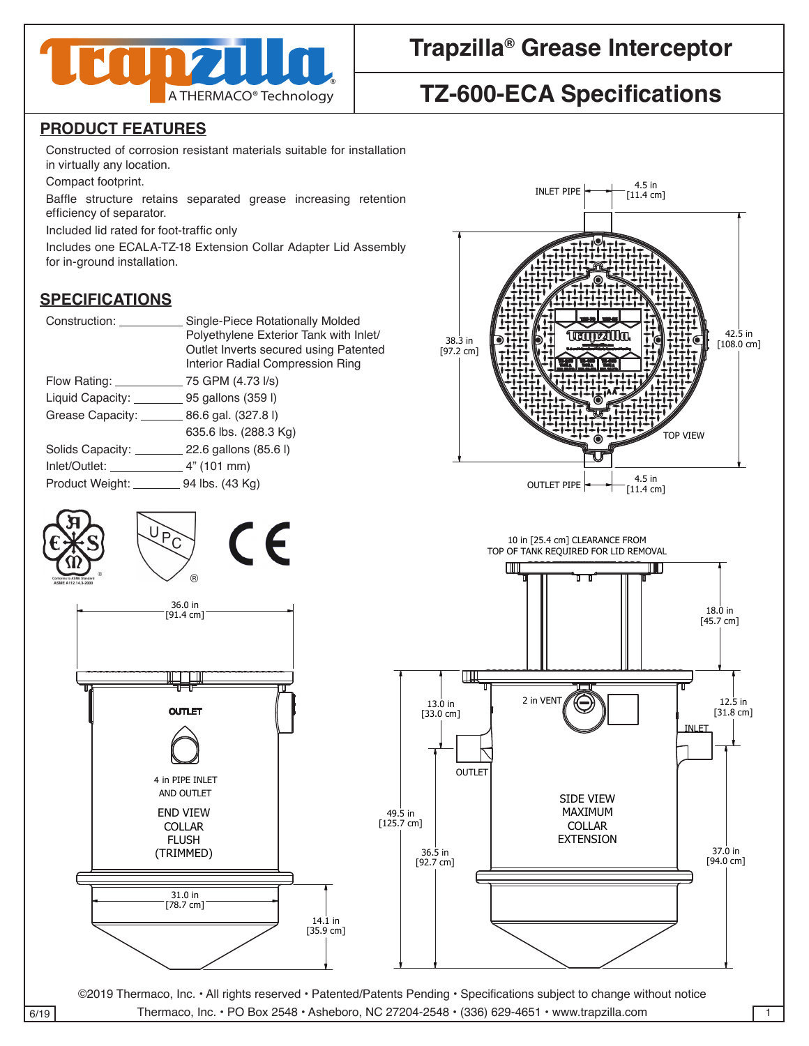# Trapzilla® Grease Interceptor

## TZ-600-ECA Specifications

Trapzilla® A THERMACO® Technology

## PRODUCT FEATURES

Constructed of corrosion resistant materials suitable for installation in virtually any location.

Compact footprint.

Baffle structure retains separated grease increasing retention efficiency of separator.

Included lid rated for foot-traffic only

Includes one ECALA-TZ-18 Extension Collar Adapter Lid Assembly for in-ground installation.

## SPECIFICATIONS

| | |
|---|---|
| Construction: | Single-Piece Rotationally Molded Polyethylene Exterior Tank with Inlet/ Outlet Inverts secured using Patented Interior Radial Compression Ring |
| Flow Rating: | 75 GPM (4.73 l/s) |
| Liquid Capacity: | 95 gallons (359 l) |
| Grease Capacity: | 86.6 gal. (327.8 l) 635.6 lbs. (288.3 Kg) |
| Solids Capacity: | 22.6 gallons (85.6 l) |
| Inlet/Outlet: | 4" (101 mm) |
| Product Weight: | 94 lbs. (43 Kg) |

Conforms to ASME Standard ASME A112.14.3-2000

INLET PIPE 4.5 in [11.4 cm]

38.3 in [97.2 cm]

42.5 in [108.0 cm]

TOP VIEW

OUTLET PIPE 4.5 in [11.4 cm]

10 in [25.4 cm] CLEARANCE FROM TOP OF TANK REQUIRED FOR LID REMOVAL

36.0 in [91.4 cm]

OUTLET

4 in PIPE INLET AND OUTLET

END VIEW COLLAR FLUSH (TRIMMED)

31.0 in [78.7 cm]

14.1 in [35.9 cm]

18.0 in [45.7 cm]

13.0 in [33.0 cm]

2 in VENT

12.5 in [31.8 cm]

INLET

OUTLET

49.5 in [125.7 cm]

36.5 in [92.7 cm]

SIDE VIEW MAXIMUM COLLAR EXTENSION

37.0 in [94.0 cm]

©2019 Thermaco, Inc. • All rights reserved • Patented/Patents Pending • Specifications subject to change without notice

Thermaco, Inc. • PO Box 2548 • Asheboro, NC 27204-2548 • (336) 629-4651 • www.trapzilla.com

6/19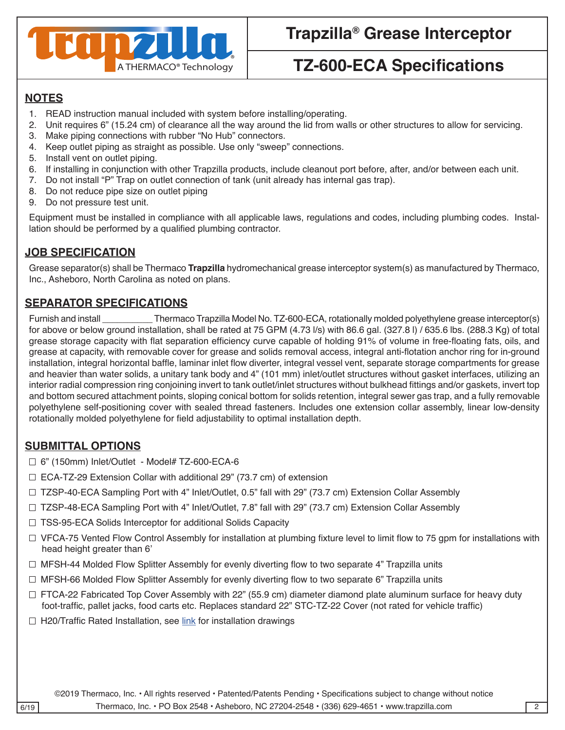# Trapzilla® Grease Interceptor

## TZ-600-ECA Specifications

## NOTES

1. READ instruction manual included with system before installing/operating.
2. Unit requires 6" (15.24 cm) of clearance all the way around the lid from walls or other structures to allow for servicing.
3. Make piping connections with rubber "No Hub" connectors.
4. Keep outlet piping as straight as possible. Use only "sweep" connections.
5. Install vent on outlet piping.
6. If installing in conjunction with other Trapzilla products, include cleanout port before, after, and/or between each unit.
7. Do not install "P" Trap on outlet connection of tank (unit already has internal gas trap).
8. Do not reduce pipe size on outlet piping
9. Do not pressure test unit.

Equipment must be installed in compliance with all applicable laws, regulations and codes, including plumbing codes. Installation should be performed by a qualified plumbing contractor.

## JOB SPECIFICATION

Grease separator(s) shall be Thermaco **Trapzilla** hydromechanical grease interceptor system(s) as manufactured by Thermaco, Inc., Asheboro, North Carolina as noted on plans.

## SEPARATOR SPECIFICATIONS

Furnish and install __________ Thermaco Trapzilla Model No. TZ-600-ECA, rotationally molded polyethylene grease interceptor(s) for above or below ground installation, shall be rated at 75 GPM (4.73 l/s) with 86.6 gal. (327.8 l) / 635.6 lbs. (288.3 Kg) of total grease storage capacity with flat separation efficiency curve capable of holding 91% of volume in free-floating fats, oils, and grease at capacity, with removable cover for grease and solids removal access, integral anti-flotation anchor ring for in-ground installation, integral horizontal baffle, laminar inlet flow diverter, integral vessel vent, separate storage compartments for grease and heavier than water solids, a unitary tank body and 4" (101 mm) inlet/outlet structures without gasket interfaces, utilizing an interior radial compression ring conjoining invert to tank outlet/inlet structures without bulkhead fittings and/or gaskets, invert top and bottom secured attachment points, sloping conical bottom for solids retention, integral sewer gas trap, and a fully removable polyethylene self-positioning cover with sealed thread fasteners. Includes one extension collar assembly, linear low-density rotationally molded polyethylene for field adjustability to optimal installation depth.

## SUBMITTAL OPTIONS

- ☐ 6" (150mm) Inlet/Outlet - Model# TZ-600-ECA-6
- ☐ ECA-TZ-29 Extension Collar with additional 29" (73.7 cm) of extension
- ☐ TZSP-40-ECA Sampling Port with 4" Inlet/Outlet, 0.5" fall with 29" (73.7 cm) Extension Collar Assembly
- ☐ TZSP-48-ECA Sampling Port with 4" Inlet/Outlet, 7.8" fall with 29" (73.7 cm) Extension Collar Assembly
- ☐ TSS-95-ECA Solids Interceptor for additional Solids Capacity
- ☐ VFCA-75 Vented Flow Control Assembly for installation at plumbing fixture level to limit flow to 75 gpm for installations with head height greater than 6'
- ☐ MFSH-44 Molded Flow Splitter Assembly for evenly diverting flow to two separate 4" Trapzilla units
- ☐ MFSH-66 Molded Flow Splitter Assembly for evenly diverting flow to two separate 6" Trapzilla units
- ☐ FTCA-22 Fabricated Top Cover Assembly with 22" (55.9 cm) diameter diamond plate aluminum surface for heavy duty foot-traffic, pallet jacks, food carts etc. Replaces standard 22" STC-TZ-22 Cover (not rated for vehicle traffic)
- ☐ H20/Traffic Rated Installation, see link for installation drawings

©2019 Thermaco, Inc. • All rights reserved • Patented/Patents Pending • Specifications subject to change without notice

Thermaco, Inc. • PO Box 2548 • Asheboro, NC 27204-2548 • (336) 629-4651 • www.trapzilla.com